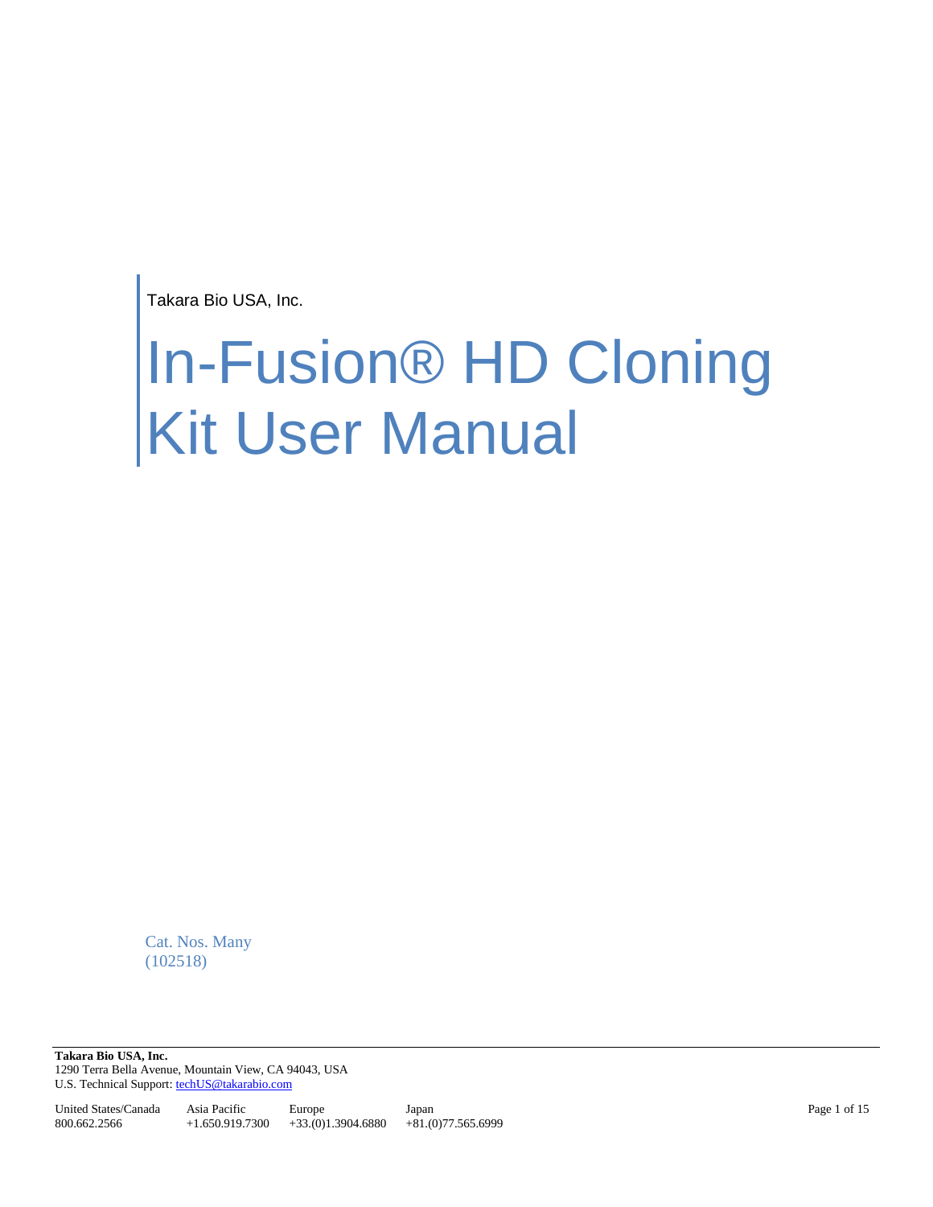Takara Bio USA, Inc.

# In-Fusion® HD Cloning Kit User Manual

Cat. Nos. Many
(102518)

**Takara Bio USA, Inc.**
1290 Terra Bella Avenue, Mountain View, CA 94043, USA
U.S. Technical Support: techUS@takarabio.com

| United States/Canada | Asia Pacific | Europe | Japan |
| --- | --- | --- | --- |
| 800.662.2566 | +1.650.919.7300 | +33.(0)1.3904.6880 | +81.(0)77.565.6999 |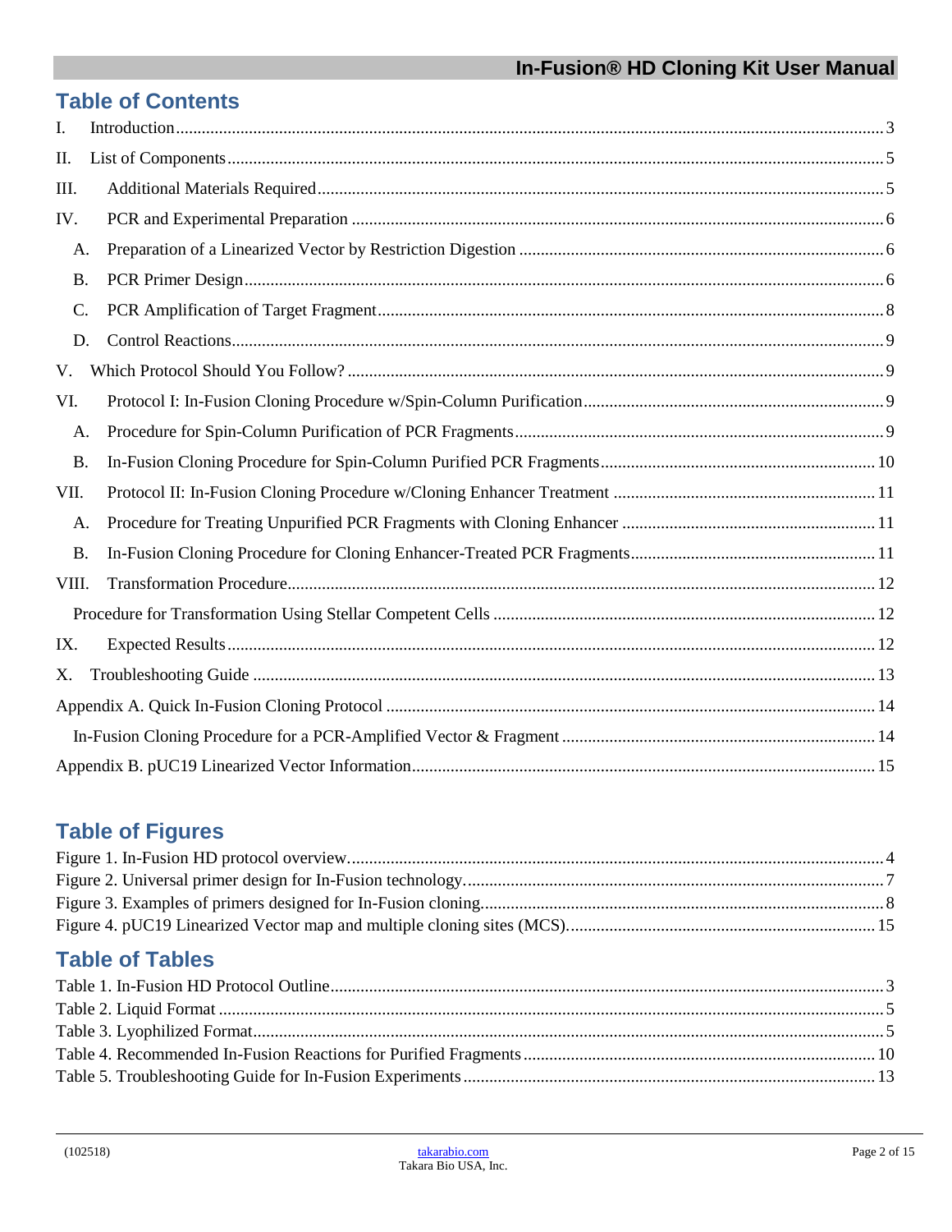## Table of Contents

I. Introduction ..... 3

II. List of Components ..... 5

III. Additional Materials Required ..... 5

IV. PCR and Experimental Preparation ..... 6

- A. Preparation of a Linearized Vector by Restriction Digestion ..... 6
- B. PCR Primer Design ..... 6
- C. PCR Amplification of Target Fragment ..... 8
- D. Control Reactions ..... 9

V. Which Protocol Should You Follow? ..... 9

VI. Protocol I: In-Fusion Cloning Procedure w/Spin-Column Purification ..... 9

- A. Procedure for Spin-Column Purification of PCR Fragments ..... 9
- B. In-Fusion Cloning Procedure for Spin-Column Purified PCR Fragments ..... 10

VII. Protocol II: In-Fusion Cloning Procedure w/Cloning Enhancer Treatment ..... 11

- A. Procedure for Treating Unpurified PCR Fragments with Cloning Enhancer ..... 11
- B. In-Fusion Cloning Procedure for Cloning Enhancer-Treated PCR Fragments ..... 11

VIII. Transformation Procedure ..... 12

- Procedure for Transformation Using Stellar Competent Cells ..... 12

IX. Expected Results ..... 12

X. Troubleshooting Guide ..... 13

Appendix A. Quick In-Fusion Cloning Protocol ..... 14

- In-Fusion Cloning Procedure for a PCR-Amplified Vector & Fragment ..... 14

Appendix B. pUC19 Linearized Vector Information ..... 15

## Table of Figures

Figure 1. In-Fusion HD protocol overview. ..... 4

Figure 2. Universal primer design for In-Fusion technology. ..... 7

Figure 3. Examples of primers designed for In-Fusion cloning. ..... 8

Figure 4. pUC19 Linearized Vector map and multiple cloning sites (MCS). ..... 15

## Table of Tables

Table 1. In-Fusion HD Protocol Outline ..... 3

Table 2. Liquid Format ..... 5

Table 3. Lyophilized Format ..... 5

Table 4. Recommended In-Fusion Reactions for Purified Fragments ..... 10

Table 5. Troubleshooting Guide for In-Fusion Experiments ..... 13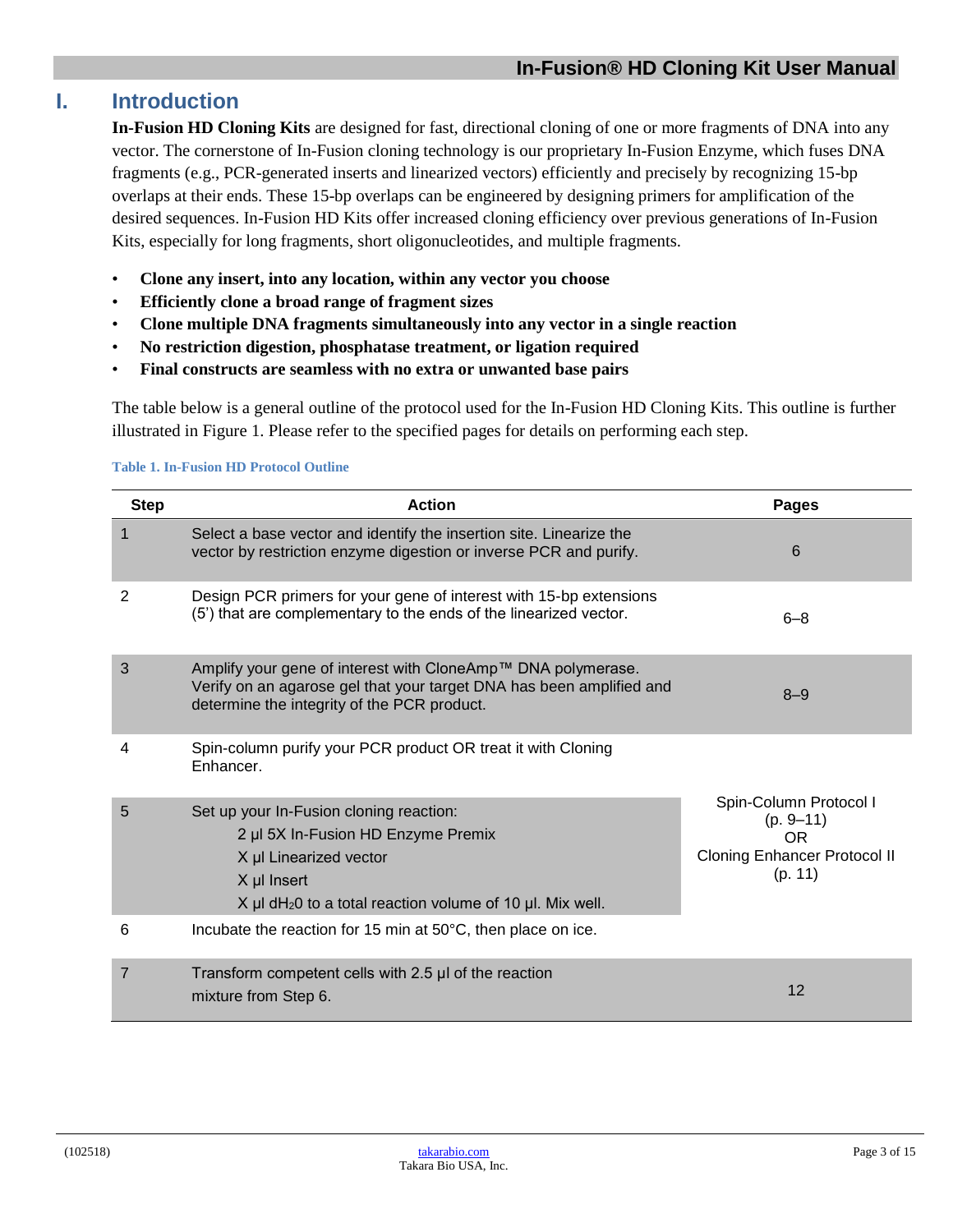# I. Introduction

**In-Fusion HD Cloning Kits** are designed for fast, directional cloning of one or more fragments of DNA into any vector. The cornerstone of In-Fusion cloning technology is our proprietary In-Fusion Enzyme, which fuses DNA fragments (e.g., PCR-generated inserts and linearized vectors) efficiently and precisely by recognizing 15-bp overlaps at their ends. These 15-bp overlaps can be engineered by designing primers for amplification of the desired sequences. In-Fusion HD Kits offer increased cloning efficiency over previous generations of In-Fusion Kits, especially for long fragments, short oligonucleotides, and multiple fragments.

- **Clone any insert, into any location, within any vector you choose**
- **Efficiently clone a broad range of fragment sizes**
- **Clone multiple DNA fragments simultaneously into any vector in a single reaction**
- **No restriction digestion, phosphatase treatment, or ligation required**
- **Final constructs are seamless with no extra or unwanted base pairs**

The table below is a general outline of the protocol used for the In-Fusion HD Cloning Kits. This outline is further illustrated in Figure 1. Please refer to the specified pages for details on performing each step.

**Table 1. In-Fusion HD Protocol Outline**

| Step | Action | Pages |
|---|---|---|
| 1 | Select a base vector and identify the insertion site. Linearize the vector by restriction enzyme digestion or inverse PCR and purify. | 6 |
| 2 | Design PCR primers for your gene of interest with 15-bp extensions (5') that are complementary to the ends of the linearized vector. | 6–8 |
| 3 | Amplify your gene of interest with CloneAmp™ DNA polymerase. Verify on an agarose gel that your target DNA has been amplified and determine the integrity of the PCR product. | 8–9 |
| 4 | Spin-column purify your PCR product OR treat it with Cloning Enhancer. | Spin-Column Protocol I (p. 9–11) OR Cloning Enhancer Protocol II (p. 11) |
| 5 | Set up your In-Fusion cloning reaction:<br>2 µl 5X In-Fusion HD Enzyme Premix<br>X µl Linearized vector<br>X µl Insert<br>X µl $dH_2O$ to a total reaction volume of 10 µl. Mix well. | |
| 6 | Incubate the reaction for 15 min at 50°C, then place on ice. | |
| 7 | Transform competent cells with 2.5 µl of the reaction mixture from Step 6. | 12 |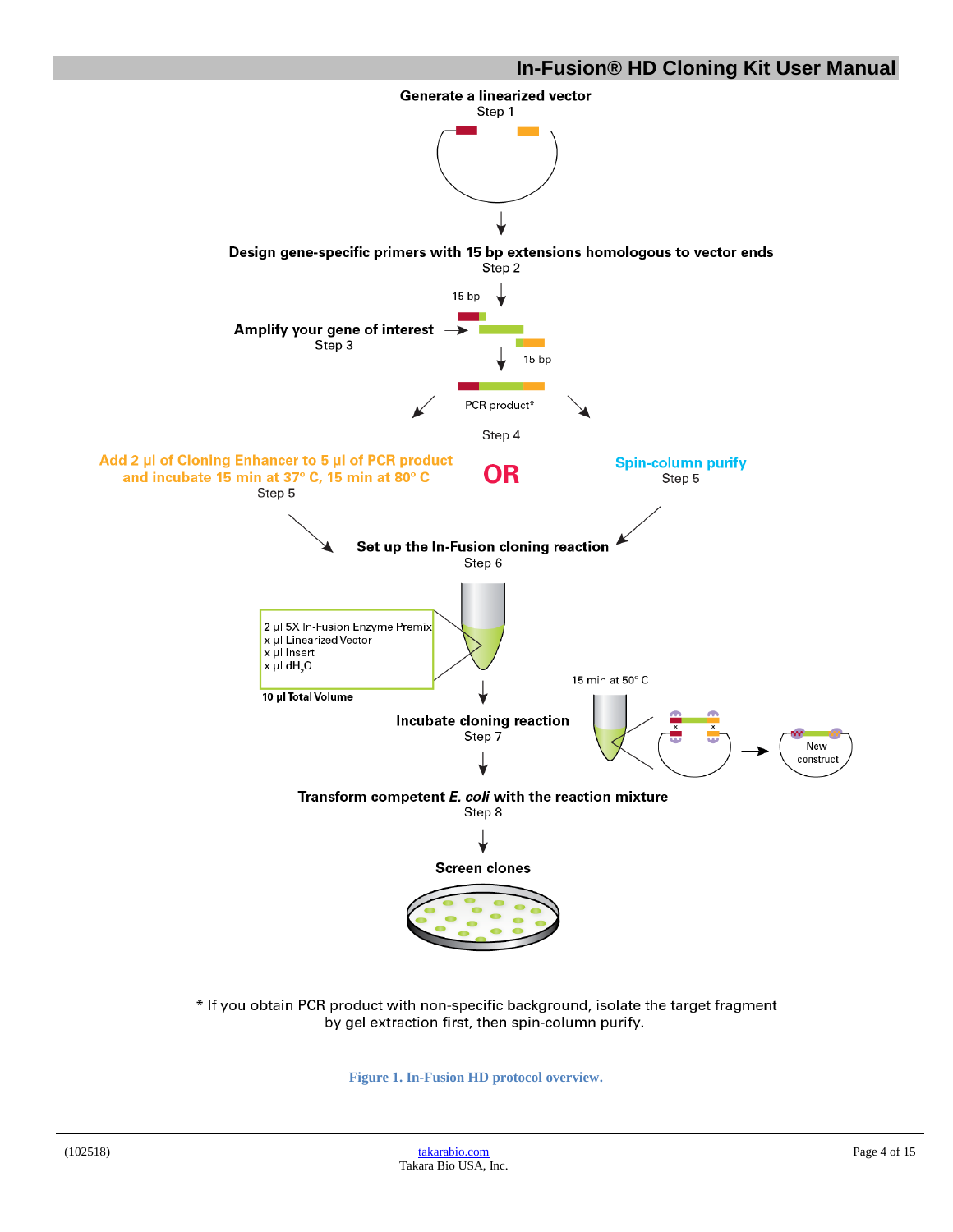Generate a linearized vector
Step 1

Design gene-specific primers with 15 bp extensions homologous to vector ends
Step 2

15 bp

Amplify your gene of interest
Step 3

15 bp

PCR product*

Step 4

Add 2 µl of Cloning Enhancer to 5 µl of PCR product and incubate 15 min at 37° C, 15 min at 80° C
Step 5

OR

Spin-column purify
Step 5

Set up the In-Fusion cloning reaction
Step 6

2 µl 5X In-Fusion Enzyme Premix
x µl Linearized Vector
x µl Insert
x µl $dH_2O$

10 µl Total Volume

15 min at 50° C

Incubate cloning reaction
Step 7

New construct

Transform competent *E. coli* with the reaction mixture
Step 8

Screen clones

* If you obtain PCR product with non-specific background, isolate the target fragment by gel extraction first, then spin-column purify.

**Figure 1. In-Fusion HD protocol overview.**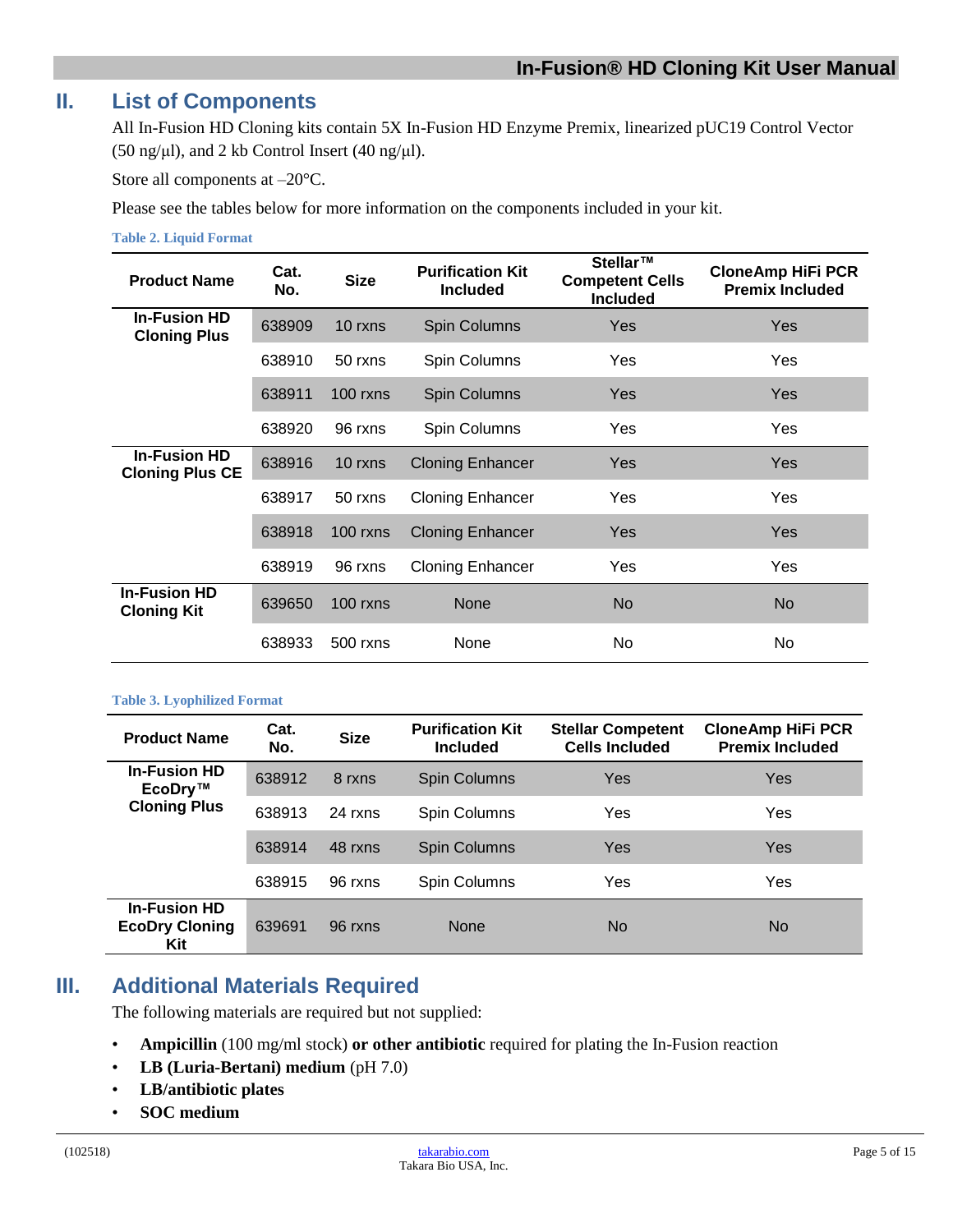## II. List of Components

All In-Fusion HD Cloning kits contain 5X In-Fusion HD Enzyme Premix, linearized pUC19 Control Vector (50 ng/μl), and 2 kb Control Insert (40 ng/μl).

Store all components at –20°C.

Please see the tables below for more information on the components included in your kit.

**Table 2. Liquid Format**

| Product Name | Cat. No. | Size | Purification Kit Included | Stellar™ Competent Cells Included | CloneAmp HiFi PCR Premix Included |
|---|---|---|---|---|---|
| In-Fusion HD Cloning Plus | 638909 | 10 rxns | Spin Columns | Yes | Yes |
| | 638910 | 50 rxns | Spin Columns | Yes | Yes |
| | 638911 | 100 rxns | Spin Columns | Yes | Yes |
| | 638920 | 96 rxns | Spin Columns | Yes | Yes |
| In-Fusion HD Cloning Plus CE | 638916 | 10 rxns | Cloning Enhancer | Yes | Yes |
| | 638917 | 50 rxns | Cloning Enhancer | Yes | Yes |
| | 638918 | 100 rxns | Cloning Enhancer | Yes | Yes |
| | 638919 | 96 rxns | Cloning Enhancer | Yes | Yes |
| In-Fusion HD Cloning Kit | 639650 | 100 rxns | None | No | No |
| | 638933 | 500 rxns | None | No | No |

**Table 3. Lyophilized Format**

| Product Name | Cat. No. | Size | Purification Kit Included | Stellar Competent Cells Included | CloneAmp HiFi PCR Premix Included |
|---|---|---|---|---|---|
| In-Fusion HD EcoDry™ Cloning Plus | 638912 | 8 rxns | Spin Columns | Yes | Yes |
| | 638913 | 24 rxns | Spin Columns | Yes | Yes |
| | 638914 | 48 rxns | Spin Columns | Yes | Yes |
| | 638915 | 96 rxns | Spin Columns | Yes | Yes |
| In-Fusion HD EcoDry Cloning Kit | 639691 | 96 rxns | None | No | No |

## III. Additional Materials Required

The following materials are required but not supplied:

- **Ampicillin** (100 mg/ml stock) **or other antibiotic** required for plating the In-Fusion reaction
- **LB (Luria-Bertani) medium** (pH 7.0)
- **LB/antibiotic plates**
- **SOC medium**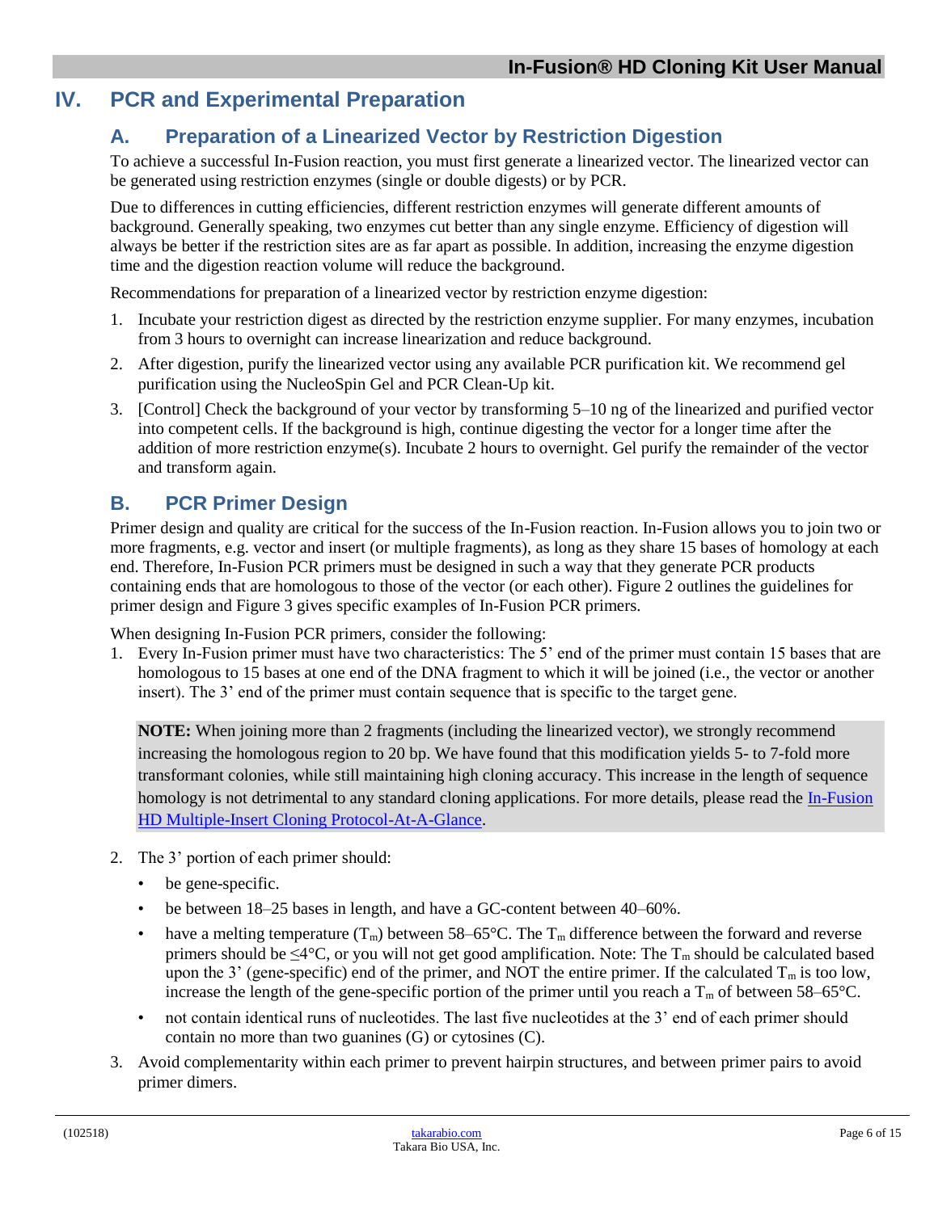## IV. PCR and Experimental Preparation

### A. Preparation of a Linearized Vector by Restriction Digestion

To achieve a successful In-Fusion reaction, you must first generate a linearized vector. The linearized vector can be generated using restriction enzymes (single or double digests) or by PCR.

Due to differences in cutting efficiencies, different restriction enzymes will generate different amounts of background. Generally speaking, two enzymes cut better than any single enzyme. Efficiency of digestion will always be better if the restriction sites are as far apart as possible. In addition, increasing the enzyme digestion time and the digestion reaction volume will reduce the background.

Recommendations for preparation of a linearized vector by restriction enzyme digestion:

1. Incubate your restriction digest as directed by the restriction enzyme supplier. For many enzymes, incubation from 3 hours to overnight can increase linearization and reduce background.
2. After digestion, purify the linearized vector using any available PCR purification kit. We recommend gel purification using the NucleoSpin Gel and PCR Clean-Up kit.
3. [Control] Check the background of your vector by transforming 5–10 ng of the linearized and purified vector into competent cells. If the background is high, continue digesting the vector for a longer time after the addition of more restriction enzyme(s). Incubate 2 hours to overnight. Gel purify the remainder of the vector and transform again.

### B. PCR Primer Design

Primer design and quality are critical for the success of the In-Fusion reaction. In-Fusion allows you to join two or more fragments, e.g. vector and insert (or multiple fragments), as long as they share 15 bases of homology at each end. Therefore, In-Fusion PCR primers must be designed in such a way that they generate PCR products containing ends that are homologous to those of the vector (or each other). Figure 2 outlines the guidelines for primer design and Figure 3 gives specific examples of In-Fusion PCR primers.

When designing In-Fusion PCR primers, consider the following:

1. Every In-Fusion primer must have two characteristics: The 5' end of the primer must contain 15 bases that are homologous to 15 bases at one end of the DNA fragment to which it will be joined (i.e., the vector or another insert). The 3' end of the primer must contain sequence that is specific to the target gene.

   **NOTE:** When joining more than 2 fragments (including the linearized vector), we strongly recommend increasing the homologous region to 20 bp. We have found that this modification yields 5- to 7-fold more transformant colonies, while still maintaining high cloning accuracy. This increase in the length of sequence homology is not detrimental to any standard cloning applications. For more details, please read the In-Fusion HD Multiple-Insert Cloning Protocol-At-A-Glance.

2. The 3' portion of each primer should:
   - be gene-specific.
   - be between 18–25 bases in length, and have a GC-content between 40–60%.
   - have a melting temperature ($T_m$) between 58–65°C. The $T_m$ difference between the forward and reverse primers should be ≤4°C, or you will not get good amplification. Note: The $T_m$ should be calculated based upon the 3' (gene-specific) end of the primer, and NOT the entire primer. If the calculated $T_m$ is too low, increase the length of the gene-specific portion of the primer until you reach a $T_m$ of between 58–65°C.
   - not contain identical runs of nucleotides. The last five nucleotides at the 3' end of each primer should contain no more than two guanines (G) or cytosines (C).
3. Avoid complementarity within each primer to prevent hairpin structures, and between primer pairs to avoid primer dimers.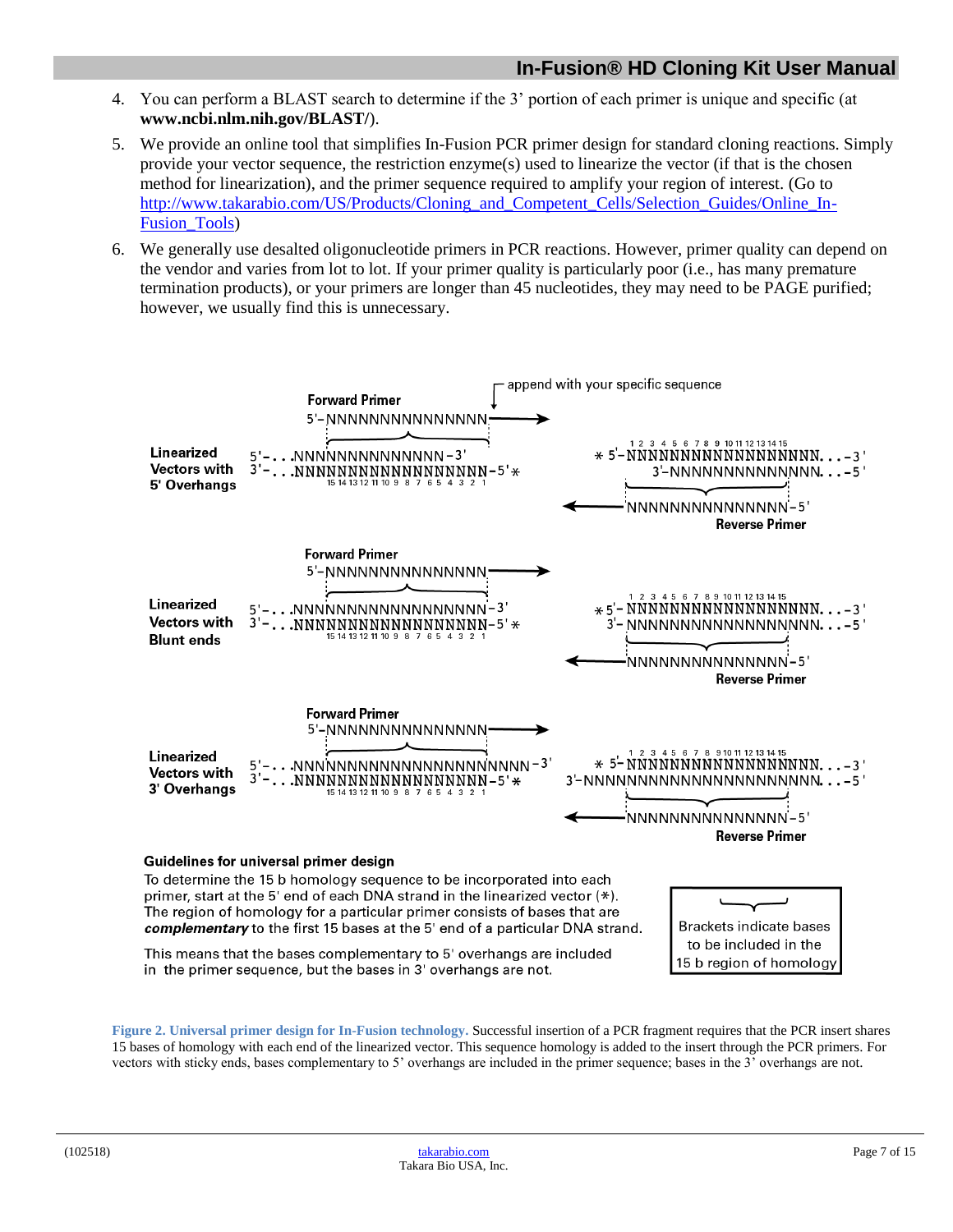4. You can perform a BLAST search to determine if the 3' portion of each primer is unique and specific (at **www.ncbi.nlm.nih.gov/BLAST/**).
5. We provide an online tool that simplifies In-Fusion PCR primer design for standard cloning reactions. Simply provide your vector sequence, the restriction enzyme(s) used to linearize the vector (if that is the chosen method for linearization), and the primer sequence required to amplify your region of interest. (Go to http://www.takarabio.com/US/Products/Cloning_and_Competent_Cells/Selection_Guides/Online_In-Fusion_Tools)
6. We generally use desalted oligonucleotide primers in PCR reactions. However, primer quality can depend on the vendor and varies from lot to lot. If your primer quality is particularly poor (i.e., has many premature termination products), or your primers are longer than 45 nucleotides, they may need to be PAGE purified; however, we usually find this is unnecessary.

append with your specific sequence

Forward Primer

Linearized Vectors with 5' Overhangs

Reverse Primer

Linearized Vectors with Blunt ends

Linearized Vectors with 3' Overhangs

**Guidelines for universal primer design**

To determine the 15 b homology sequence to be incorporated into each primer, start at the 5' end of each DNA strand in the linearized vector (*). The region of homology for a particular primer consists of bases that are ***complementary*** to the first 15 bases at the 5' end of a particular DNA strand.

This means that the bases complementary to 5' overhangs are included in the primer sequence, but the bases in 3' overhangs are not.

Brackets indicate bases to be included in the 15 b region of homology

**Figure 2. Universal primer design for In-Fusion technology.** Successful insertion of a PCR fragment requires that the PCR insert shares 15 bases of homology with each end of the linearized vector. This sequence homology is added to the insert through the PCR primers. For vectors with sticky ends, bases complementary to 5' overhangs are included in the primer sequence; bases in the 3' overhangs are not.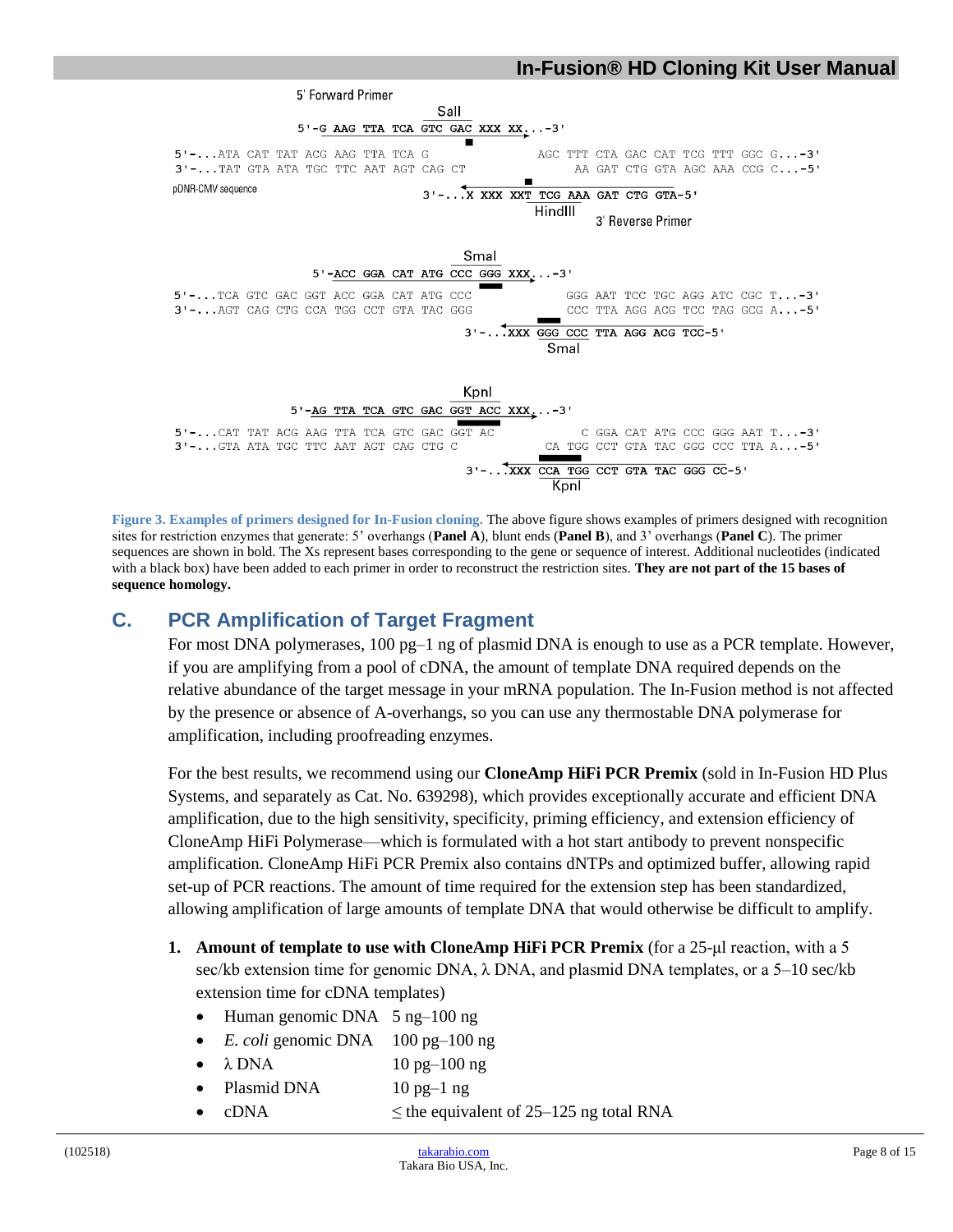5' Forward Primer

SalI

5'-G AAG TTA TCA GTC GAC XXX XX...-3'

5'-...ATA CAT TAT ACG AAG TTA TCA G AGC TTT CTA GAC CAT TCG TTT GGC G...-3'
3'-...TAT GTA ATA TGC TTC AAT AGT CAG CT AA GAT CTG GTA AGC AAA CCG C...-5'

pDNR-CMV sequence

3'-...X XXX XXT TCG AAA GAT CTG GTA-5'

HindIII

3' Reverse Primer

SmaI

5'-ACC GGA CAT ATG CCC GGG XXX...-3'

5'-...TCA GTC GAC GGT ACC GGA CAT ATG CCC GGG AAT TCC TGC AGG ATC CGC T...-3'
3'-...AGT CAG CTG CCA TGG CCT GTA TAC GGG CCC TTA AGG ACG TCC TAG GCG A...-5'

3'-...XXX GGG CCC TTA AGG ACG TCC-5'

SmaI

KpnI

5'-AG TTA TCA GTC GAC GGT ACC XXX...-3'

5'-...CAT TAT ACG AAG TTA TCA GTC GAC GGT AC C GGA CAT ATG CCC GGG AAT T...-3'
3'-...GTA ATA TGC TTC AAT AGT CAG CTG C CA TGG CCT GTA TAC GGG CCC TTA A...-5'

3'-...XXX CCA TGG CCT GTA TAC GGG CC-5'

KpnI

**Figure 3. Examples of primers designed for In-Fusion cloning.** The above figure shows examples of primers designed with recognition sites for restriction enzymes that generate: 5' overhangs (**Panel A**), blunt ends (**Panel B**), and 3' overhangs (**Panel C**). The primer sequences are shown in bold. The Xs represent bases corresponding to the gene or sequence of interest. Additional nucleotides (indicated with a black box) have been added to each primer in order to reconstruct the restriction sites. **They are not part of the 15 bases of sequence homology.**

## C. PCR Amplification of Target Fragment

For most DNA polymerases, 100 pg–1 ng of plasmid DNA is enough to use as a PCR template. However, if you are amplifying from a pool of cDNA, the amount of template DNA required depends on the relative abundance of the target message in your mRNA population. The In-Fusion method is not affected by the presence or absence of A-overhangs, so you can use any thermostable DNA polymerase for amplification, including proofreading enzymes.

For the best results, we recommend using our **CloneAmp HiFi PCR Premix** (sold in In-Fusion HD Plus Systems, and separately as Cat. No. 639298), which provides exceptionally accurate and efficient DNA amplification, due to the high sensitivity, specificity, priming efficiency, and extension efficiency of CloneAmp HiFi Polymerase—which is formulated with a hot start antibody to prevent nonspecific amplification. CloneAmp HiFi PCR Premix also contains dNTPs and optimized buffer, allowing rapid set-up of PCR reactions. The amount of time required for the extension step has been standardized, allowing amplification of large amounts of template DNA that would otherwise be difficult to amplify.

1. **Amount of template to use with CloneAmp HiFi PCR Premix** (for a 25-µl reaction, with a 5 sec/kb extension time for genomic DNA, λ DNA, and plasmid DNA templates, or a 5–10 sec/kb extension time for cDNA templates)
   - Human genomic DNA 5 ng–100 ng
   - *E. coli* genomic DNA 100 pg–100 ng
   - λ DNA 10 pg–100 ng
   - Plasmid DNA 10 pg–1 ng
   - cDNA ≤ the equivalent of 25–125 ng total RNA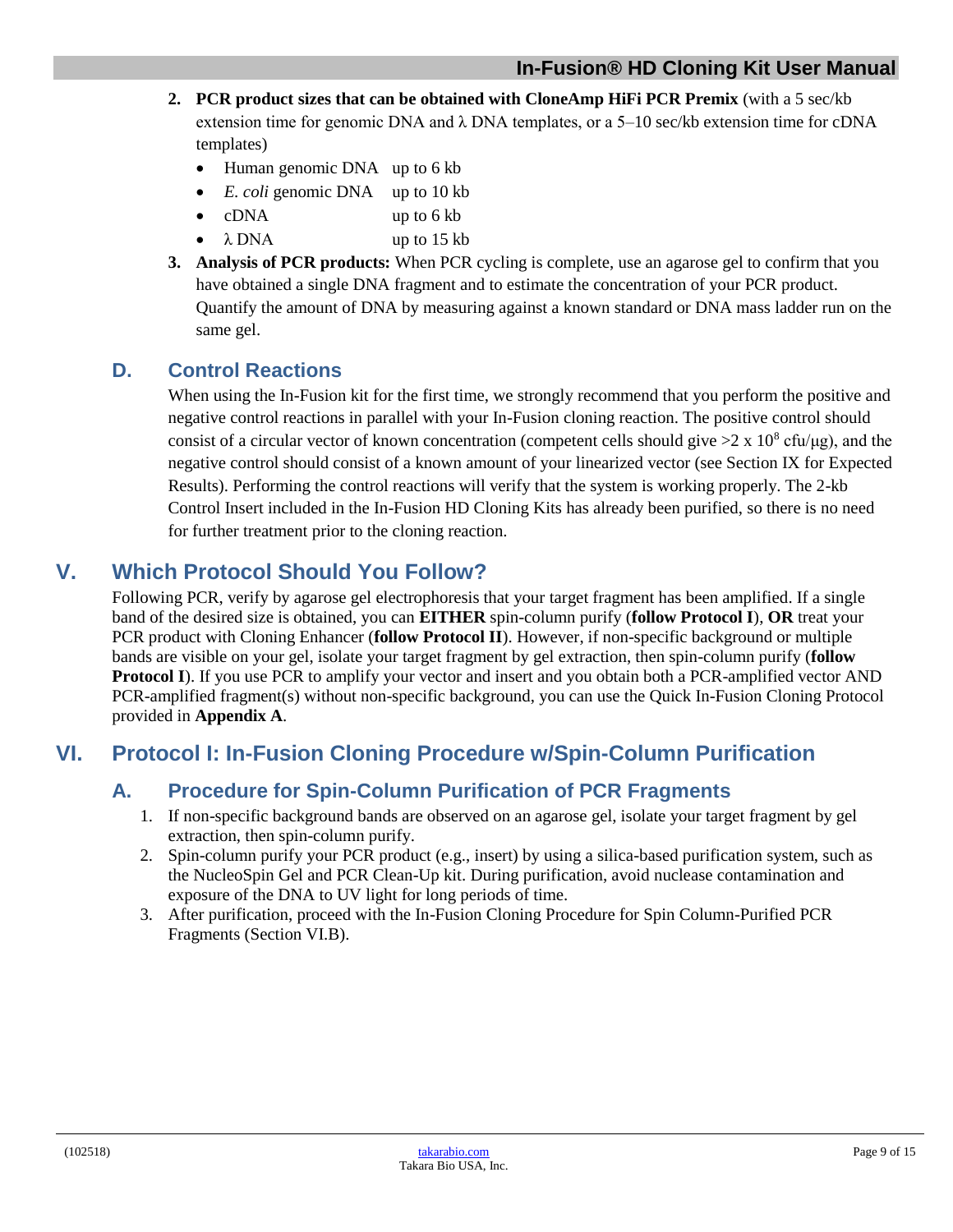2. **PCR product sizes that can be obtained with CloneAmp HiFi PCR Premix** (with a 5 sec/kb extension time for genomic DNA and λ DNA templates, or a 5–10 sec/kb extension time for cDNA templates)
   - Human genomic DNA up to 6 kb
   - *E. coli* genomic DNA up to 10 kb
   - cDNA up to 6 kb
   - λ DNA up to 15 kb
3. **Analysis of PCR products:** When PCR cycling is complete, use an agarose gel to confirm that you have obtained a single DNA fragment and to estimate the concentration of your PCR product. Quantify the amount of DNA by measuring against a known standard or DNA mass ladder run on the same gel.

### D. Control Reactions

When using the In-Fusion kit for the first time, we strongly recommend that you perform the positive and negative control reactions in parallel with your In-Fusion cloning reaction. The positive control should consist of a circular vector of known concentration (competent cells should give >2 x $10^8$ cfu/μg), and the negative control should consist of a known amount of your linearized vector (see Section IX for Expected Results). Performing the control reactions will verify that the system is working properly. The 2-kb Control Insert included in the In-Fusion HD Cloning Kits has already been purified, so there is no need for further treatment prior to the cloning reaction.

## V. Which Protocol Should You Follow?

Following PCR, verify by agarose gel electrophoresis that your target fragment has been amplified. If a single band of the desired size is obtained, you can **EITHER** spin-column purify (**follow Protocol I**), **OR** treat your PCR product with Cloning Enhancer (**follow Protocol II**). However, if non-specific background or multiple bands are visible on your gel, isolate your target fragment by gel extraction, then spin-column purify (**follow Protocol I**). If you use PCR to amplify your vector and insert and you obtain both a PCR-amplified vector AND PCR-amplified fragment(s) without non-specific background, you can use the Quick In-Fusion Cloning Protocol provided in **Appendix A**.

## VI. Protocol I: In-Fusion Cloning Procedure w/Spin-Column Purification

### A. Procedure for Spin-Column Purification of PCR Fragments

1. If non-specific background bands are observed on an agarose gel, isolate your target fragment by gel extraction, then spin-column purify.
2. Spin-column purify your PCR product (e.g., insert) by using a silica-based purification system, such as the NucleoSpin Gel and PCR Clean-Up kit. During purification, avoid nuclease contamination and exposure of the DNA to UV light for long periods of time.
3. After purification, proceed with the In-Fusion Cloning Procedure for Spin Column-Purified PCR Fragments (Section VI.B).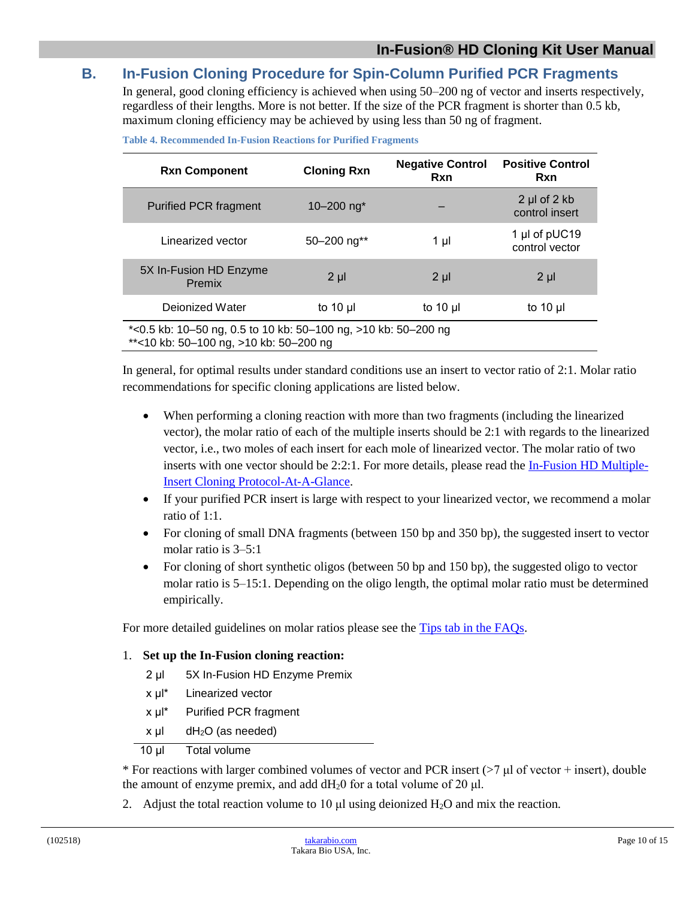## B. In-Fusion Cloning Procedure for Spin-Column Purified PCR Fragments

In general, good cloning efficiency is achieved when using 50–200 ng of vector and inserts respectively, regardless of their lengths. More is not better. If the size of the PCR fragment is shorter than 0.5 kb, maximum cloning efficiency may be achieved by using less than 50 ng of fragment.

**Table 4. Recommended In-Fusion Reactions for Purified Fragments**

| Rxn Component | Cloning Rxn | Negative Control Rxn | Positive Control Rxn |
|---|---|---|---|
| Purified PCR fragment | 10–200 ng* | – | 2 µl of 2 kb control insert |
| Linearized vector | 50–200 ng** | 1 µl | 1 µl of pUC19 control vector |
| 5X In-Fusion HD Enzyme Premix | 2 µl | 2 µl | 2 µl |
| Deionized Water | to 10 µl | to 10 µl | to 10 µl |

*<0.5 kb: 10–50 ng, 0.5 to 10 kb: 50–100 ng, >10 kb: 50–200 ng
**<10 kb: 50–100 ng, >10 kb: 50–200 ng

In general, for optimal results under standard conditions use an insert to vector ratio of 2:1. Molar ratio recommendations for specific cloning applications are listed below.

- When performing a cloning reaction with more than two fragments (including the linearized vector), the molar ratio of each of the multiple inserts should be 2:1 with regards to the linearized vector, i.e., two moles of each insert for each mole of linearized vector. The molar ratio of two inserts with one vector should be 2:2:1. For more details, please read the In-Fusion HD Multiple-Insert Cloning Protocol-At-A-Glance.
- If your purified PCR insert is large with respect to your linearized vector, we recommend a molar ratio of 1:1.
- For cloning of small DNA fragments (between 150 bp and 350 bp), the suggested insert to vector molar ratio is 3–5:1
- For cloning of short synthetic oligos (between 50 bp and 150 bp), the suggested oligo to vector molar ratio is 5–15:1. Depending on the oligo length, the optimal molar ratio must be determined empirically.

For more detailed guidelines on molar ratios please see the Tips tab in the FAQs.

1. **Set up the In-Fusion cloning reaction:**

| | |
|---|---|
| 2 µl | 5X In-Fusion HD Enzyme Premix |
| x µl* | Linearized vector |
| x µl* | Purified PCR fragment |
| x µl | $dH_2O$ (as needed) |
| 10 µl | Total volume |

* For reactions with larger combined volumes of vector and PCR insert (>7 µl of vector + insert), double the amount of enzyme premix, and add $dH_20$ for a total volume of 20 µl.

2. Adjust the total reaction volume to 10 µl using deionized $H_2O$ and mix the reaction.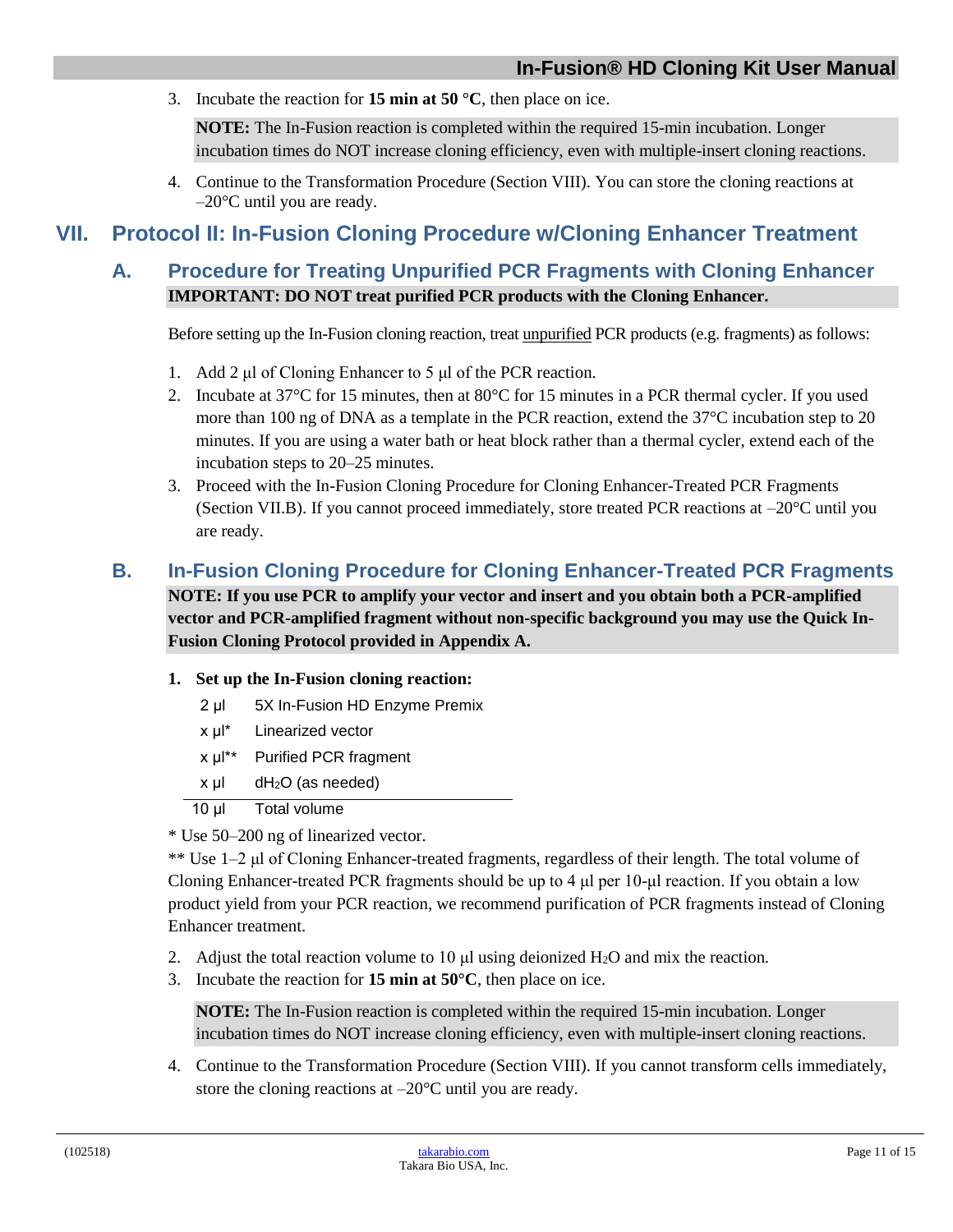3. Incubate the reaction for **15 min at 50 °C**, then place on ice.

   **NOTE:** The In-Fusion reaction is completed within the required 15-min incubation. Longer incubation times do NOT increase cloning efficiency, even with multiple-insert cloning reactions.

4. Continue to the Transformation Procedure (Section VIII). You can store the cloning reactions at –20°C until you are ready.

# VII. Protocol II: In-Fusion Cloning Procedure w/Cloning Enhancer Treatment

## A. Procedure for Treating Unpurified PCR Fragments with Cloning Enhancer

**IMPORTANT: DO NOT treat purified PCR products with the Cloning Enhancer.**

Before setting up the In-Fusion cloning reaction, treat unpurified PCR products (e.g. fragments) as follows:

1. Add 2 µl of Cloning Enhancer to 5 µl of the PCR reaction.
2. Incubate at 37°C for 15 minutes, then at 80°C for 15 minutes in a PCR thermal cycler. If you used more than 100 ng of DNA as a template in the PCR reaction, extend the 37°C incubation step to 20 minutes. If you are using a water bath or heat block rather than a thermal cycler, extend each of the incubation steps to 20–25 minutes.
3. Proceed with the In-Fusion Cloning Procedure for Cloning Enhancer-Treated PCR Fragments (Section VII.B). If you cannot proceed immediately, store treated PCR reactions at –20°C until you are ready.

## B. In-Fusion Cloning Procedure for Cloning Enhancer-Treated PCR Fragments

**NOTE: If you use PCR to amplify your vector and insert and you obtain both a PCR-amplified vector and PCR-amplified fragment without non-specific background you may use the Quick In-Fusion Cloning Protocol provided in Appendix A.**

1. **Set up the In-Fusion cloning reaction:**

| | |
|---|---|
| 2 µl | 5X In-Fusion HD Enzyme Premix |
| x µl* | Linearized vector |
| x µl** | Purified PCR fragment |
| x µl | $dH_2O$ (as needed) |
| 10 µl | Total volume |

\* Use 50–200 ng of linearized vector.

\** Use 1–2 µl of Cloning Enhancer-treated fragments, regardless of their length. The total volume of Cloning Enhancer-treated PCR fragments should be up to 4 µl per 10-µl reaction. If you obtain a low product yield from your PCR reaction, we recommend purification of PCR fragments instead of Cloning Enhancer treatment.

2. Adjust the total reaction volume to 10 µl using deionized $H_2O$ and mix the reaction.
3. Incubate the reaction for **15 min at 50°C**, then place on ice.

   **NOTE:** The In-Fusion reaction is completed within the required 15-min incubation. Longer incubation times do NOT increase cloning efficiency, even with multiple-insert cloning reactions.

4. Continue to the Transformation Procedure (Section VIII). If you cannot transform cells immediately, store the cloning reactions at –20°C until you are ready.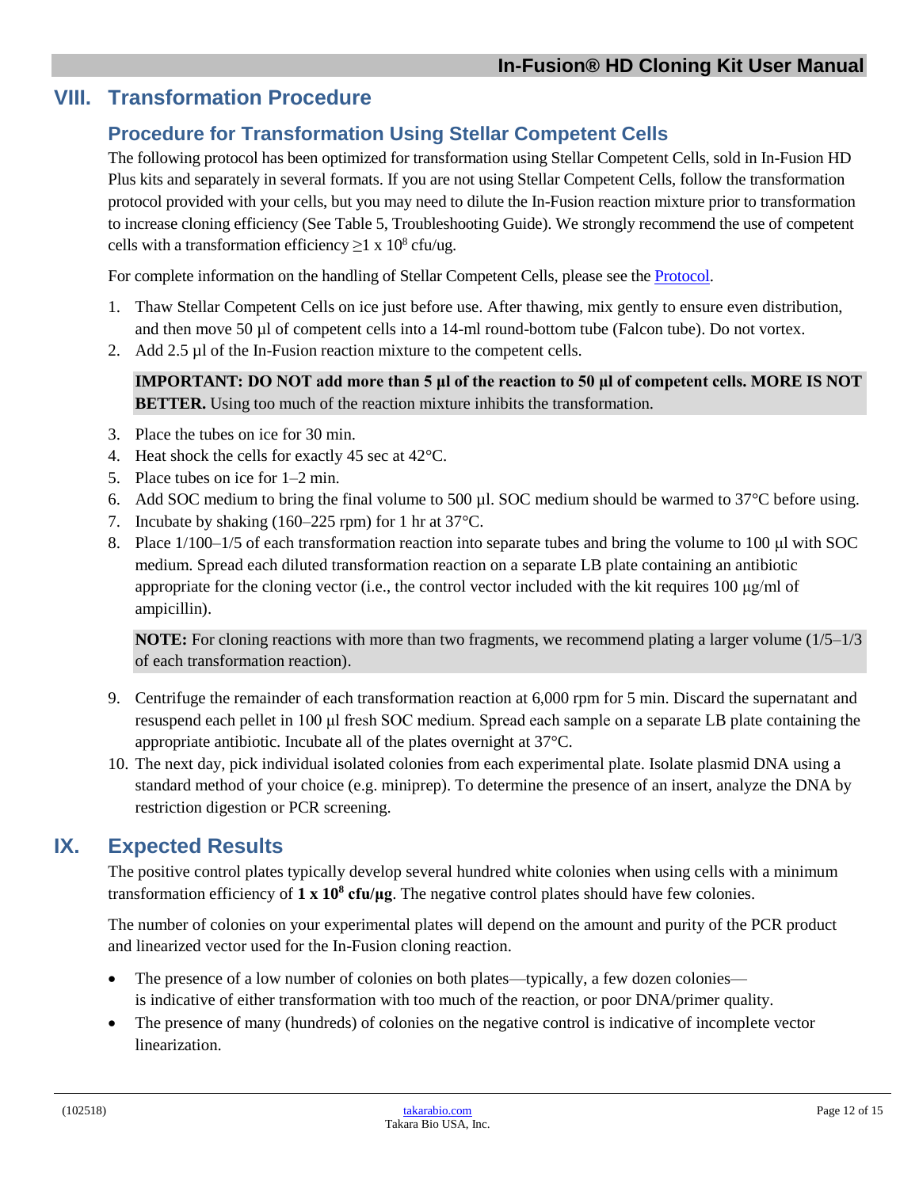# VIII. Transformation Procedure

## Procedure for Transformation Using Stellar Competent Cells

The following protocol has been optimized for transformation using Stellar Competent Cells, sold in In-Fusion HD Plus kits and separately in several formats. If you are not using Stellar Competent Cells, follow the transformation protocol provided with your cells, but you may need to dilute the In-Fusion reaction mixture prior to transformation to increase cloning efficiency (See Table 5, Troubleshooting Guide). We strongly recommend the use of competent cells with a transformation efficiency ≥1 x $10^8$ cfu/ug.

For complete information on the handling of Stellar Competent Cells, please see the Protocol.

1. Thaw Stellar Competent Cells on ice just before use. After thawing, mix gently to ensure even distribution, and then move 50 µl of competent cells into a 14-ml round-bottom tube (Falcon tube). Do not vortex.
2. Add 2.5 µl of the In-Fusion reaction mixture to the competent cells.

   **IMPORTANT: DO NOT add more than 5 µl of the reaction to 50 µl of competent cells. MORE IS NOT BETTER.** Using too much of the reaction mixture inhibits the transformation.

3. Place the tubes on ice for 30 min.
4. Heat shock the cells for exactly 45 sec at 42°C.
5. Place tubes on ice for 1–2 min.
6. Add SOC medium to bring the final volume to 500 µl. SOC medium should be warmed to 37°C before using.
7. Incubate by shaking (160–225 rpm) for 1 hr at 37°C.
8. Place 1/100–1/5 of each transformation reaction into separate tubes and bring the volume to 100 µl with SOC medium. Spread each diluted transformation reaction on a separate LB plate containing an antibiotic appropriate for the cloning vector (i.e., the control vector included with the kit requires 100 µg/ml of ampicillin).

   **NOTE:** For cloning reactions with more than two fragments, we recommend plating a larger volume (1/5–1/3 of each transformation reaction).

9. Centrifuge the remainder of each transformation reaction at 6,000 rpm for 5 min. Discard the supernatant and resuspend each pellet in 100 µl fresh SOC medium. Spread each sample on a separate LB plate containing the appropriate antibiotic. Incubate all of the plates overnight at 37°C.
10. The next day, pick individual isolated colonies from each experimental plate. Isolate plasmid DNA using a standard method of your choice (e.g. miniprep). To determine the presence of an insert, analyze the DNA by restriction digestion or PCR screening.

# IX. Expected Results

The positive control plates typically develop several hundred white colonies when using cells with a minimum transformation efficiency of **1 x $10^8$ cfu/µg**. The negative control plates should have few colonies.

The number of colonies on your experimental plates will depend on the amount and purity of the PCR product and linearized vector used for the In-Fusion cloning reaction.

- The presence of a low number of colonies on both plates—typically, a few dozen colonies—is indicative of either transformation with too much of the reaction, or poor DNA/primer quality.
- The presence of many (hundreds) of colonies on the negative control is indicative of incomplete vector linearization.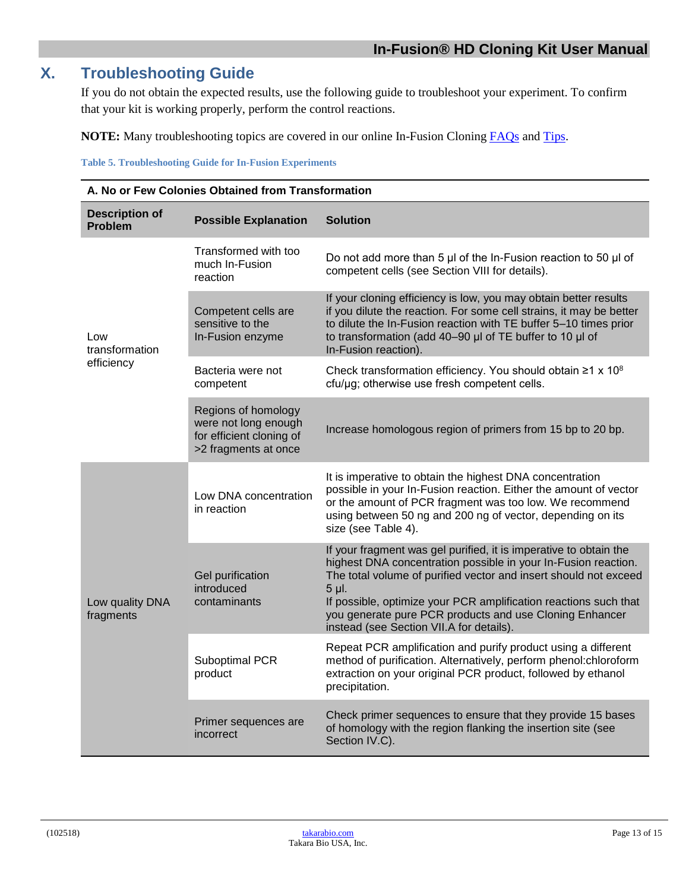# X. Troubleshooting Guide

If you do not obtain the expected results, use the following guide to troubleshoot your experiment. To confirm that your kit is working properly, perform the control reactions.

**NOTE:** Many troubleshooting topics are covered in our online In-Fusion Cloning FAQs and Tips.

**Table 5. Troubleshooting Guide for In-Fusion Experiments**

**A. No or Few Colonies Obtained from Transformation**

| Description of Problem | Possible Explanation | Solution |
|---|---|---|
| Low transformation efficiency | Transformed with too much In-Fusion reaction | Do not add more than 5 µl of the In-Fusion reaction to 50 µl of competent cells (see Section VIII for details). |
| | Competent cells are sensitive to the In-Fusion enzyme | If your cloning efficiency is low, you may obtain better results if you dilute the reaction. For some cell strains, it may be better to dilute the In-Fusion reaction with TE buffer 5–10 times prior to transformation (add 40–90 µl of TE buffer to 10 µl of In-Fusion reaction). |
| | Bacteria were not competent | Check transformation efficiency. You should obtain ≥1 x $10^8$ cfu/µg; otherwise use fresh competent cells. |
| | Regions of homology were not long enough for efficient cloning of >2 fragments at once | Increase homologous region of primers from 15 bp to 20 bp. |
| Low quality DNA fragments | Low DNA concentration in reaction | It is imperative to obtain the highest DNA concentration possible in your In-Fusion reaction. Either the amount of vector or the amount of PCR fragment was too low. We recommend using between 50 ng and 200 ng of vector, depending on its size (see Table 4). |
| | Gel purification introduced contaminants | If your fragment was gel purified, it is imperative to obtain the highest DNA concentration possible in your In-Fusion reaction. The total volume of purified vector and insert should not exceed 5 µl.<br>If possible, optimize your PCR amplification reactions such that you generate pure PCR products and use Cloning Enhancer instead (see Section VII.A for details). |
| | Suboptimal PCR product | Repeat PCR amplification and purify product using a different method of purification. Alternatively, perform phenol:chloroform extraction on your original PCR product, followed by ethanol precipitation. |
| | Primer sequences are incorrect | Check primer sequences to ensure that they provide 15 bases of homology with the region flanking the insertion site (see Section IV.C). |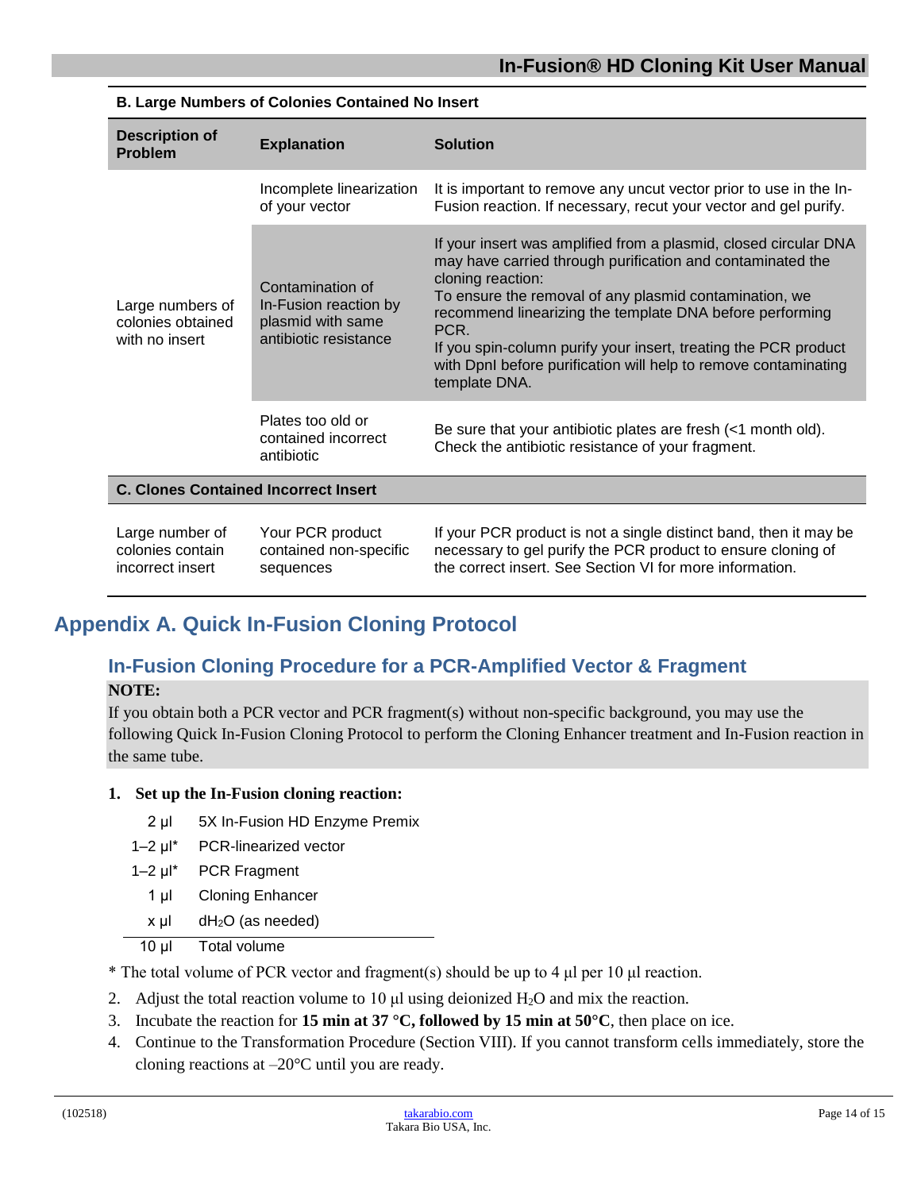**B. Large Numbers of Colonies Contained No Insert**

| Description of Problem | Explanation | Solution |
| --- | --- | --- |
| Large numbers of colonies obtained with no insert | Incomplete linearization of your vector | It is important to remove any uncut vector prior to use in the In-Fusion reaction. If necessary, recut your vector and gel purify. |
| | Contamination of In-Fusion reaction by plasmid with same antibiotic resistance | If your insert was amplified from a plasmid, closed circular DNA may have carried through purification and contaminated the cloning reaction: To ensure the removal of any plasmid contamination, we recommend linearizing the template DNA before performing PCR. If you spin-column purify your insert, treating the PCR product with DpnI before purification will help to remove contaminating template DNA. |
| | Plates too old or contained incorrect antibiotic | Be sure that your antibiotic plates are fresh (<1 month old). Check the antibiotic resistance of your fragment. |
| **C. Clones Contained Incorrect Insert** | | |
| Large number of colonies contain incorrect insert | Your PCR product contained non-specific sequences | If your PCR product is not a single distinct band, then it may be necessary to gel purify the PCR product to ensure cloning of the correct insert. See Section VI for more information. |

# Appendix A. Quick In-Fusion Cloning Protocol

## In-Fusion Cloning Procedure for a PCR-Amplified Vector & Fragment

**NOTE:**

If you obtain both a PCR vector and PCR fragment(s) without non-specific background, you may use the following Quick In-Fusion Cloning Protocol to perform the Cloning Enhancer treatment and In-Fusion reaction in the same tube.

1. **Set up the In-Fusion cloning reaction:**

| | |
| --- | --- |
| 2 µl | 5X In-Fusion HD Enzyme Premix |
| 1–2 µl* | PCR-linearized vector |
| 1–2 µl* | PCR Fragment |
| 1 µl | Cloning Enhancer |
| x µl | $dH_2O$ (as needed) |
| 10 µl | Total volume |

\* The total volume of PCR vector and fragment(s) should be up to 4 µl per 10 µl reaction.

2. Adjust the total reaction volume to 10 µl using deionized $H_2O$ and mix the reaction.
3. Incubate the reaction for **15 min at 37 °C, followed by 15 min at 50°C**, then place on ice.
4. Continue to the Transformation Procedure (Section VIII). If you cannot transform cells immediately, store the cloning reactions at –20°C until you are ready.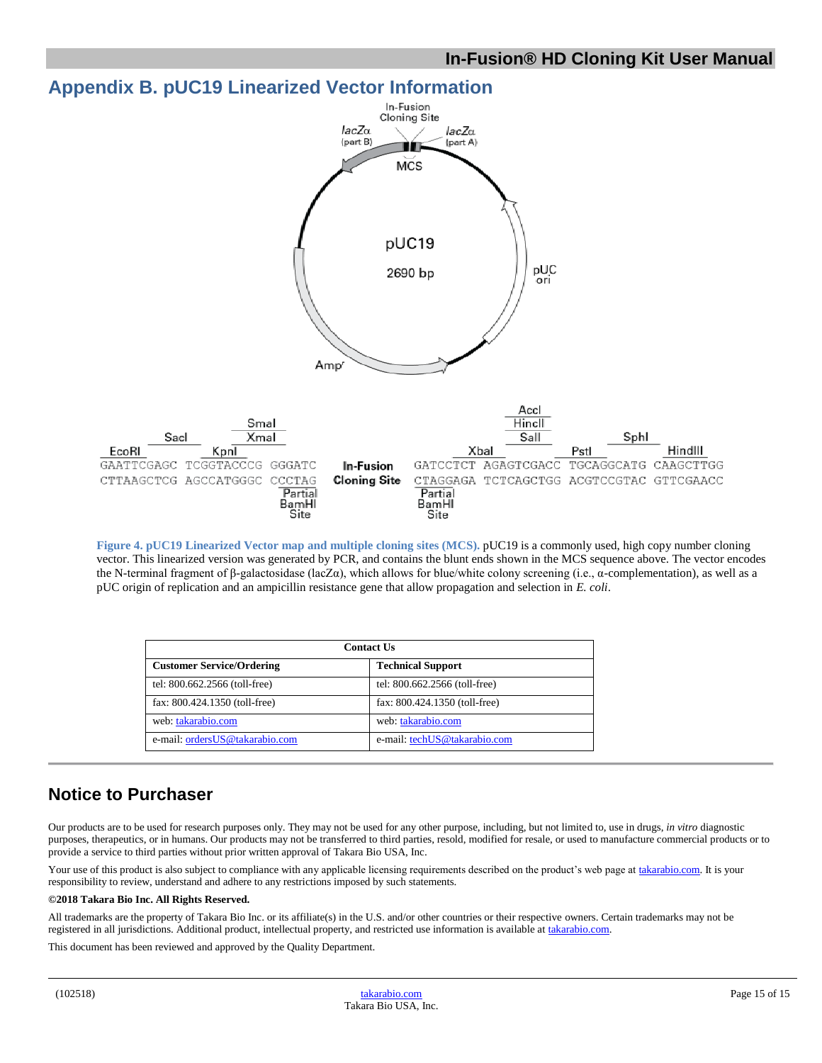# Appendix B. pUC19 Linearized Vector Information

In-Fusion Cloning Site

lacZα (part B)

lacZα (part A)

MCS

pUC19

2690 bp

pUC ori

Amp[r]

EcoRI SacI KpnI SmaI XmaI

GAATTCGAGC TCGGTACCCG GGGATC

CTTAAGCTCG AGCCATGGGC CCCTAG

Partial BamHI Site

In-Fusion Cloning Site

XbaI AccI HincII SalI PstI SphI HindIII

GATCCTCT AGAGTCGACC TGCAGGCATG CAAGCTTGG

CTAGGAGA TCTCAGCTGG ACGTCCGTAC GTTCGAACC

Partial BamHI Site

**Figure 4. pUC19 Linearized Vector map and multiple cloning sites (MCS).** pUC19 is a commonly used, high copy number cloning vector. This linearized version was generated by PCR, and contains the blunt ends shown in the MCS sequence above. The vector encodes the N-terminal fragment of β-galactosidase (lacZα), which allows for blue/white colony screening (i.e., α-complementation), as well as a pUC origin of replication and an ampicillin resistance gene that allow propagation and selection in *E. coli*.

| Contact Us | |
|---|---|
| **Customer Service/Ordering** | **Technical Support** |
| tel: 800.662.2566 (toll-free) | tel: 800.662.2566 (toll-free) |
| fax: 800.424.1350 (toll-free) | fax: 800.424.1350 (toll-free) |
| web: takarabio.com | web: takarabio.com |
| e-mail: ordersUS@takarabio.com | e-mail: techUS@takarabio.com |

## Notice to Purchaser

Our products are to be used for research purposes only. They may not be used for any other purpose, including, but not limited to, use in drugs, *in vitro* diagnostic purposes, therapeutics, or in humans. Our products may not be transferred to third parties, resold, modified for resale, or used to manufacture commercial products or to provide a service to third parties without prior written approval of Takara Bio USA, Inc.

Your use of this product is also subject to compliance with any applicable licensing requirements described on the product's web page at takarabio.com. It is your responsibility to review, understand and adhere to any restrictions imposed by such statements.

**©2018 Takara Bio Inc. All Rights Reserved.**

All trademarks are the property of Takara Bio Inc. or its affiliate(s) in the U.S. and/or other countries or their respective owners. Certain trademarks may not be registered in all jurisdictions. Additional product, intellectual property, and restricted use information is available at takarabio.com.

This document has been reviewed and approved by the Quality Department.